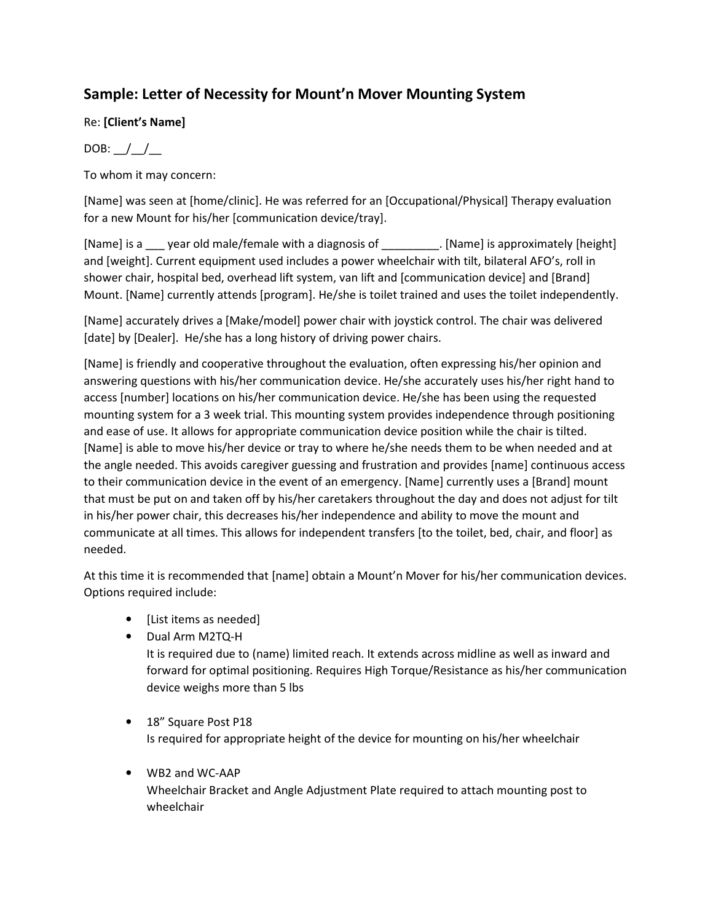## Sample: Letter of Necessity for Mount'n Mover Mounting System

Re: **[Client's Name]**

DOB: __/__/__

To whom it may concern:

[Name] was seen at [home/clinic]. He was referred for an [Occupational/Physical] Therapy evaluation for a new Mount for his/her [communication device/tray].

[Name] is a ___ year old male/female with a diagnosis of _________. [Name] is approximately [height] and [weight]. Current equipment used includes a power wheelchair with tilt, bilateral AFO's, roll in shower chair, hospital bed, overhead lift system, van lift and [communication device] and [Brand] Mount. [Name] currently attends [program]. He/she is toilet trained and uses the toilet independently.

[Name] accurately drives a [Make/model] power chair with joystick control. The chair was delivered [date] by [Dealer]. He/she has a long history of driving power chairs.

[Name] is friendly and cooperative throughout the evaluation, often expressing his/her opinion and answering questions with his/her communication device. He/she accurately uses his/her right hand to access [number] locations on his/her communication device. He/she has been using the requested mounting system for a 3 week trial. This mounting system provides independence through positioning and ease of use. It allows for appropriate communication device position while the chair is tilted. [Name] is able to move his/her device or tray to where he/she needs them to be when needed and at the angle needed. This avoids caregiver guessing and frustration and provides [name] continuous access to their communication device in the event of an emergency. [Name] currently uses a [Brand] mount that must be put on and taken off by his/her caretakers throughout the day and does not adjust for tilt in his/her power chair, this decreases his/her independence and ability to move the mount and communicate at all times. This allows for independent transfers [to the toilet, bed, chair, and floor] as needed.

At this time it is recommended that [name] obtain a Mount'n Mover for his/her communication devices. Options required include:

- [List items as needed]
- Dual Arm M2TQ-H
  It is required due to (name) limited reach. It extends across midline as well as inward and forward for optimal positioning. Requires High Torque/Resistance as his/her communication device weighs more than 5 lbs
- 18" Square Post P18
  Is required for appropriate height of the device for mounting on his/her wheelchair
- WB2 and WC-AAP
  Wheelchair Bracket and Angle Adjustment Plate required to attach mounting post to wheelchair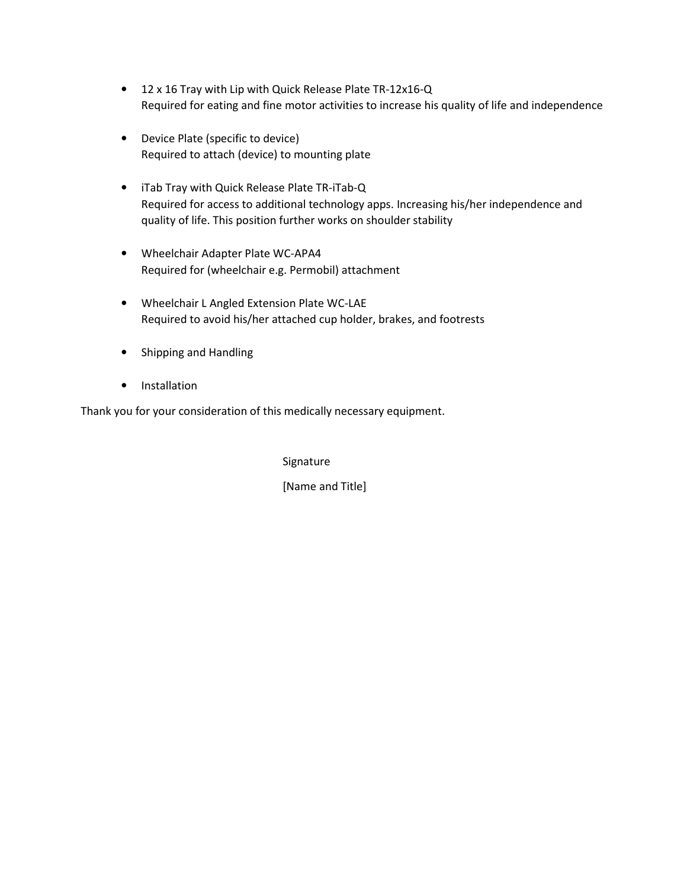- 12 x 16 Tray with Lip with Quick Release Plate TR-12x16-Q
  Required for eating and fine motor activities to increase his quality of life and independence

- Device Plate (specific to device)
  Required to attach (device) to mounting plate

- iTab Tray with Quick Release Plate TR-iTab-Q
  Required for access to additional technology apps. Increasing his/her independence and quality of life. This position further works on shoulder stability

- Wheelchair Adapter Plate WC-APA4
  Required for (wheelchair e.g. Permobil) attachment

- Wheelchair L Angled Extension Plate WC-LAE
  Required to avoid his/her attached cup holder, brakes, and footrests

- Shipping and Handling

- Installation

Thank you for your consideration of this medically necessary equipment.

Signature

[Name and Title]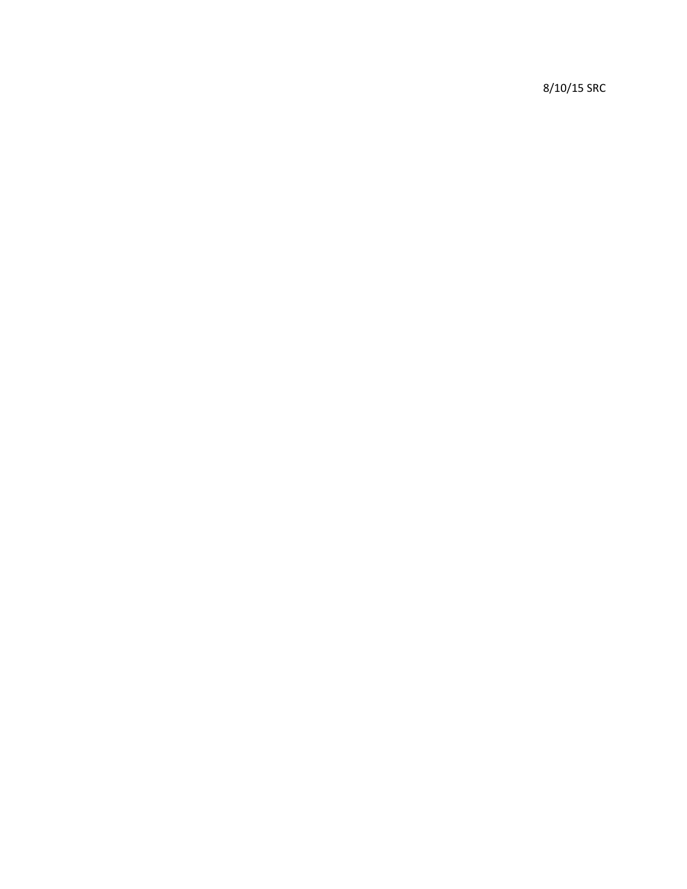8/10/15 SRC